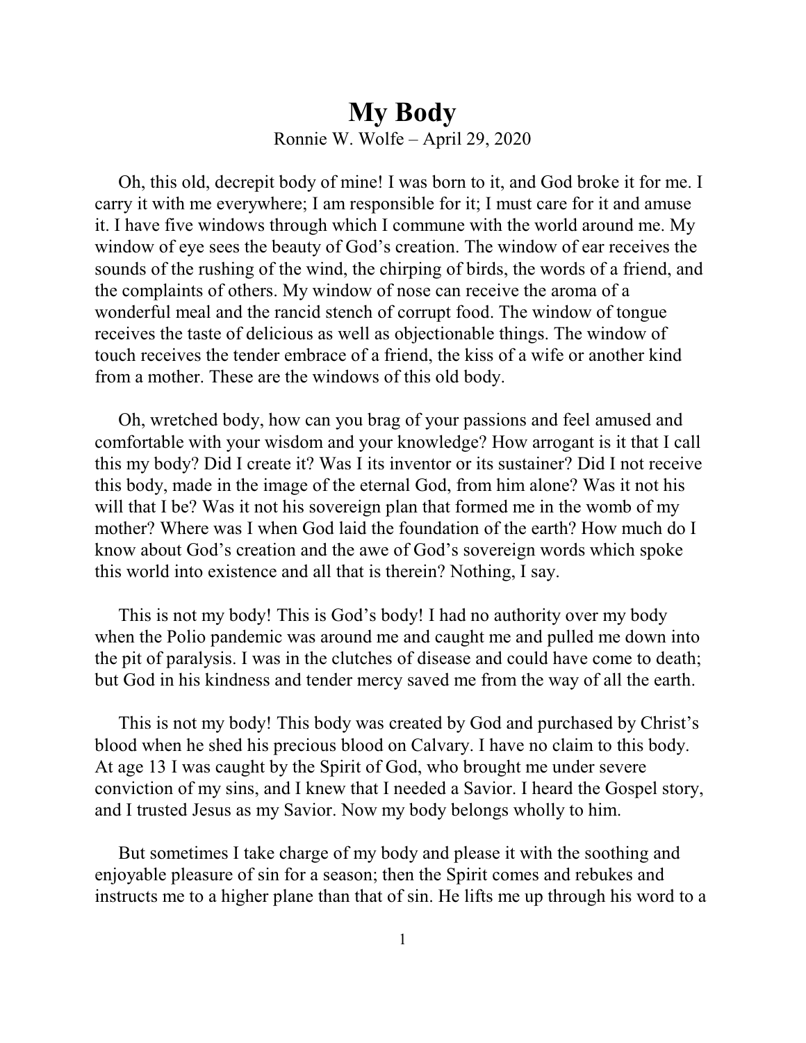# My Body

Ronnie W. Wolfe – April 29, 2020

Oh, this old, decrepit body of mine! I was born to it, and God broke it for me. I carry it with me everywhere; I am responsible for it; I must care for it and amuse it. I have five windows through which I commune with the world around me. My window of eye sees the beauty of God's creation. The window of ear receives the sounds of the rushing of the wind, the chirping of birds, the words of a friend, and the complaints of others. My window of nose can receive the aroma of a wonderful meal and the rancid stench of corrupt food. The window of tongue receives the taste of delicious as well as objectionable things. The window of touch receives the tender embrace of a friend, the kiss of a wife or another kind from a mother. These are the windows of this old body.

Oh, wretched body, how can you brag of your passions and feel amused and comfortable with your wisdom and your knowledge? How arrogant is it that I call this my body? Did I create it? Was I its inventor or its sustainer? Did I not receive this body, made in the image of the eternal God, from him alone? Was it not his will that I be? Was it not his sovereign plan that formed me in the womb of my mother? Where was I when God laid the foundation of the earth? How much do I know about God's creation and the awe of God's sovereign words which spoke this world into existence and all that is therein? Nothing, I say.

This is not my body! This is God's body! I had no authority over my body when the Polio pandemic was around me and caught me and pulled me down into the pit of paralysis. I was in the clutches of disease and could have come to death; but God in his kindness and tender mercy saved me from the way of all the earth.

This is not my body! This body was created by God and purchased by Christ's blood when he shed his precious blood on Calvary. I have no claim to this body. At age 13 I was caught by the Spirit of God, who brought me under severe conviction of my sins, and I knew that I needed a Savior. I heard the Gospel story, and I trusted Jesus as my Savior. Now my body belongs wholly to him.

But sometimes I take charge of my body and please it with the soothing and enjoyable pleasure of sin for a season; then the Spirit comes and rebukes and instructs me to a higher plane than that of sin. He lifts me up through his word to a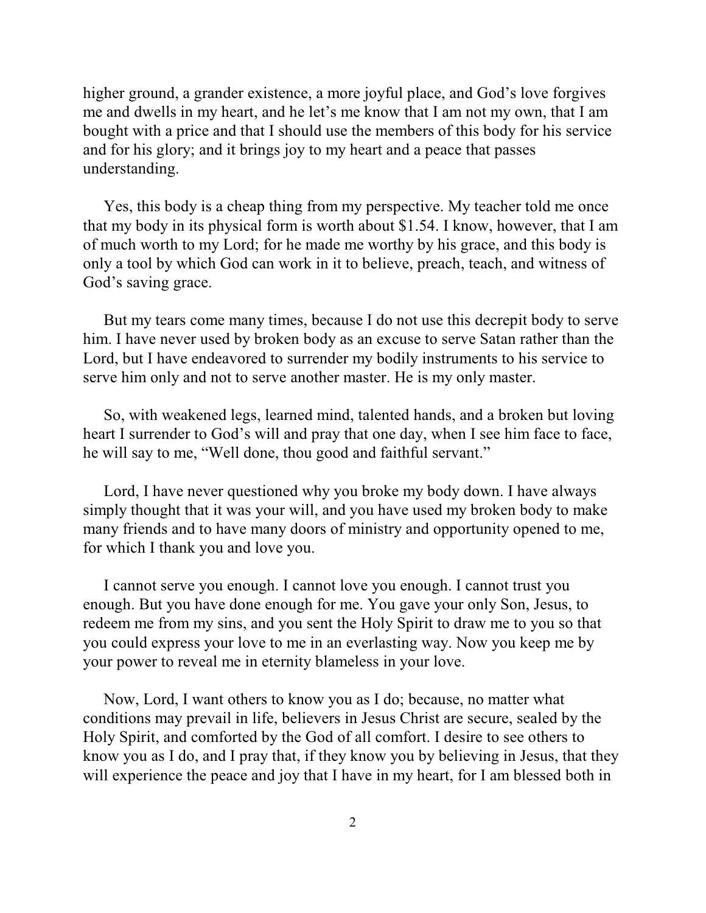higher ground, a grander existence, a more joyful place, and God's love forgives me and dwells in my heart, and he let's me know that I am not my own, that I am bought with a price and that I should use the members of this body for his service and for his glory; and it brings joy to my heart and a peace that passes understanding.

Yes, this body is a cheap thing from my perspective. My teacher told me once that my body in its physical form is worth about $1.54. I know, however, that I am of much worth to my Lord; for he made me worthy by his grace, and this body is only a tool by which God can work in it to believe, preach, teach, and witness of God's saving grace.

But my tears come many times, because I do not use this decrepit body to serve him. I have never used by broken body as an excuse to serve Satan rather than the Lord, but I have endeavored to surrender my bodily instruments to his service to serve him only and not to serve another master. He is my only master.

So, with weakened legs, learned mind, talented hands, and a broken but loving heart I surrender to God's will and pray that one day, when I see him face to face, he will say to me, "Well done, thou good and faithful servant."

Lord, I have never questioned why you broke my body down. I have always simply thought that it was your will, and you have used my broken body to make many friends and to have many doors of ministry and opportunity opened to me, for which I thank you and love you.

I cannot serve you enough. I cannot love you enough. I cannot trust you enough. But you have done enough for me. You gave your only Son, Jesus, to redeem me from my sins, and you sent the Holy Spirit to draw me to you so that you could express your love to me in an everlasting way. Now you keep me by your power to reveal me in eternity blameless in your love.

Now, Lord, I want others to know you as I do; because, no matter what conditions may prevail in life, believers in Jesus Christ are secure, sealed by the Holy Spirit, and comforted by the God of all comfort. I desire to see others to know you as I do, and I pray that, if they know you by believing in Jesus, that they will experience the peace and joy that I have in my heart, for I am blessed both in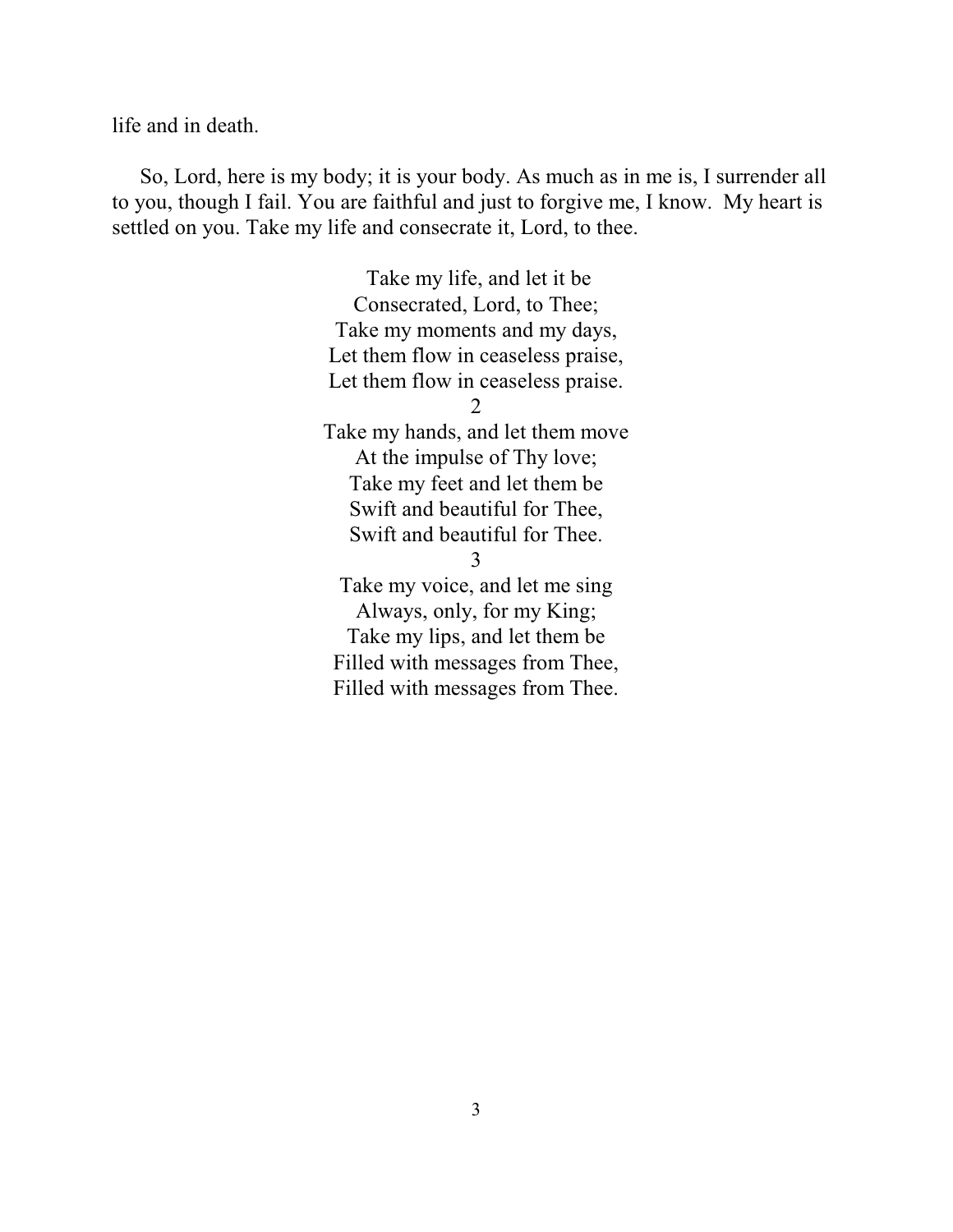life and in death.

So, Lord, here is my body; it is your body. As much as in me is, I surrender all to you, though I fail. You are faithful and just to forgive me, I know.  My heart is settled on you. Take my life and consecrate it, Lord, to thee.

Take my life, and let it be  
Consecrated, Lord, to Thee;  
Take my moments and my days,  
Let them flow in ceaseless praise,  
Let them flow in ceaseless praise.

2

Take my hands, and let them move  
At the impulse of Thy love;  
Take my feet and let them be  
Swift and beautiful for Thee,  
Swift and beautiful for Thee.

3

Take my voice, and let me sing  
Always, only, for my King;  
Take my lips, and let them be  
Filled with messages from Thee,  
Filled with messages from Thee.